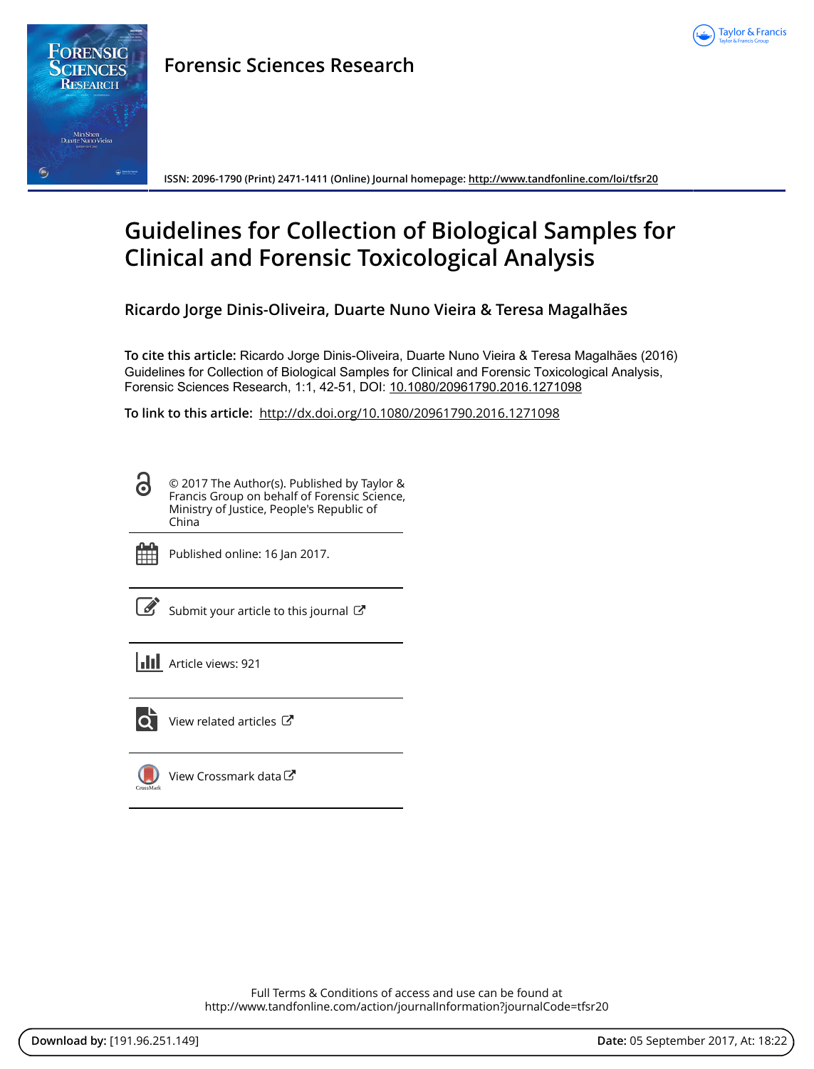Forensic Sciences Research

ISSN: 2096-1790 (Print) 2471-1411 (Online) Journal homepage: http://www.tandfonline.com/loi/tfsr20

# Guidelines for Collection of Biological Samples for Clinical and Forensic Toxicological Analysis

**Ricardo Jorge Dinis-Oliveira, Duarte Nuno Vieira & Teresa Magalhães**

**To cite this article:** Ricardo Jorge Dinis-Oliveira, Duarte Nuno Vieira & Teresa Magalhães (2016) Guidelines for Collection of Biological Samples for Clinical and Forensic Toxicological Analysis, Forensic Sciences Research, 1:1, 42-51, DOI: 10.1080/20961790.2016.1271098

**To link to this article:** http://dx.doi.org/10.1080/20961790.2016.1271098

© 2017 The Author(s). Published by Taylor & Francis Group on behalf of Forensic Science, Ministry of Justice, People's Republic of China

Published online: 16 Jan 2017.

Submit your article to this journal

Article views: 921

View related articles

View Crossmark data

Full Terms & Conditions of access and use can be found at http://www.tandfonline.com/action/journalInformation?journalCode=tfsr20

**Download by:** [191.96.251.149] **Date:** 05 September 2017, At: 18:22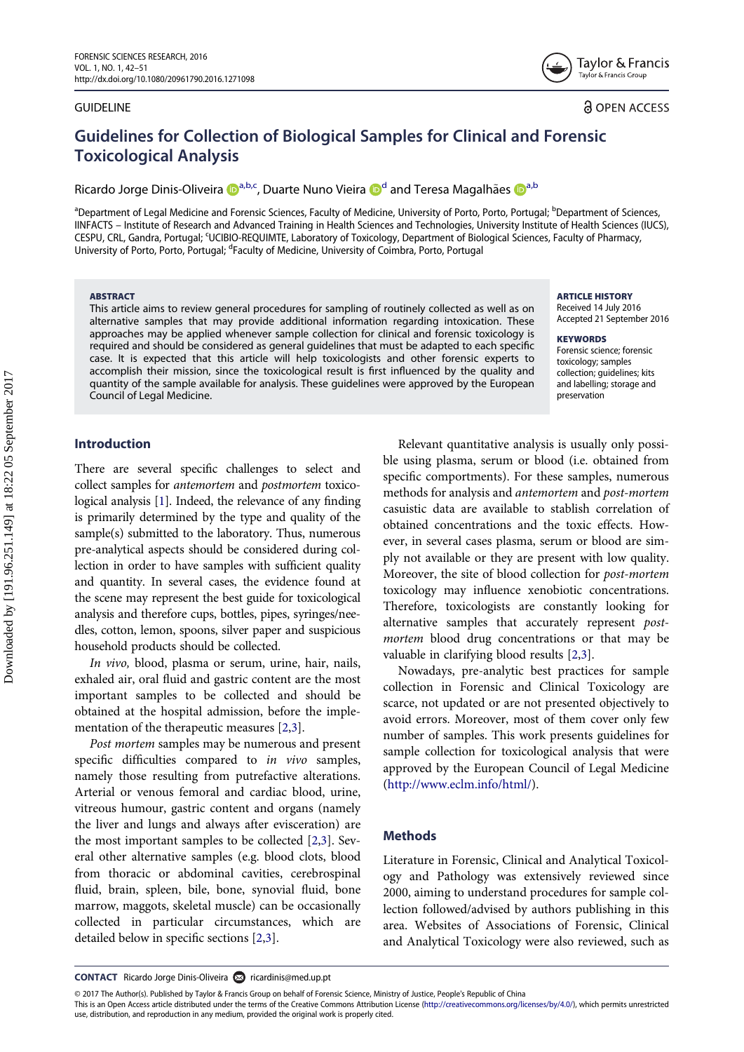GUIDELINE

OPEN ACCESS

# Guidelines for Collection of Biological Samples for Clinical and Forensic Toxicological Analysis

Ricardo Jorge Dinis-Oliveira [a,b,c], Duarte Nuno Vieira [d] and Teresa Magalhães [a,b]

[a]Department of Legal Medicine and Forensic Sciences, Faculty of Medicine, University of Porto, Porto, Portugal; [b]Department of Sciences, IINFACTS – Institute of Research and Advanced Training in Health Sciences and Technologies, University Institute of Health Sciences (IUCS), CESPU, CRL, Gandra, Portugal; [c]UCIBIO-REQUIMTE, Laboratory of Toxicology, Department of Biological Sciences, Faculty of Pharmacy, University of Porto, Porto, Portugal; [d]Faculty of Medicine, University of Coimbra, Porto, Portugal

**ABSTRACT**

This article aims to review general procedures for sampling of routinely collected as well as on alternative samples that may provide additional information regarding intoxication. These approaches may be applied whenever sample collection for clinical and forensic toxicology is required and should be considered as general guidelines that must be adapted to each specific case. It is expected that this article will help toxicologists and other forensic experts to accomplish their mission, since the toxicological result is first influenced by the quality and quantity of the sample available for analysis. These guidelines were approved by the European Council of Legal Medicine.

**ARTICLE HISTORY**
Received 14 July 2016
Accepted 21 September 2016

**KEYWORDS**
Forensic science; forensic toxicology; samples collection; guidelines; kits and labelling; storage and preservation

## Introduction

There are several specific challenges to select and collect samples for *antemortem* and *postmortem* toxicological analysis [1]. Indeed, the relevance of any finding is primarily determined by the type and quality of the sample(s) submitted to the laboratory. Thus, numerous pre-analytical aspects should be considered during collection in order to have samples with sufficient quality and quantity. In several cases, the evidence found at the scene may represent the best guide for toxicological analysis and therefore cups, bottles, pipes, syringes/needles, cotton, lemon, spoons, silver paper and suspicious household products should be collected.

*In vivo,* blood, plasma or serum, urine, hair, nails, exhaled air, oral fluid and gastric content are the most important samples to be collected and should be obtained at the hospital admission, before the implementation of the therapeutic measures [2,3].

*Post mortem* samples may be numerous and present specific difficulties compared to *in vivo* samples, namely those resulting from putrefactive alterations. Arterial or venous femoral and cardiac blood, urine, vitreous humour, gastric content and organs (namely the liver and lungs and always after evisceration) are the most important samples to be collected [2,3]. Several other alternative samples (e.g. blood clots, blood from thoracic or abdominal cavities, cerebrospinal fluid, brain, spleen, bile, bone, synovial fluid, bone marrow, maggots, skeletal muscle) can be occasionally collected in particular circumstances, which are detailed below in specific sections [2,3].

Relevant quantitative analysis is usually only possible using plasma, serum or blood (i.e. obtained from specific comportments). For these samples, numerous methods for analysis and *antemortem* and *post-mortem* casuistic data are available to stablish correlation of obtained concentrations and the toxic effects. However, in several cases plasma, serum or blood are simply not available or they are present with low quality. Moreover, the site of blood collection for *post-mortem* toxicology may influence xenobiotic concentrations. Therefore, toxicologists are constantly looking for alternative samples that accurately represent *post-mortem* blood drug concentrations or that may be valuable in clarifying blood results [2,3].

Nowadays, pre-analytic best practices for sample collection in Forensic and Clinical Toxicology are scarce, not updated or are not presented objectively to avoid errors. Moreover, most of them cover only few number of samples. This work presents guidelines for sample collection for toxicological analysis that were approved by the European Council of Legal Medicine (http://www.eclm.info/html/).

## Methods

Literature in Forensic, Clinical and Analytical Toxicology and Pathology was extensively reviewed since 2000, aiming to understand procedures for sample collection followed/advised by authors publishing in this area. Websites of Associations of Forensic, Clinical and Analytical Toxicology were also reviewed, such as

**CONTACT** Ricardo Jorge Dinis-Oliveira ricardinis@med.up.pt

© 2017 The Author(s). Published by Taylor & Francis Group on behalf of Forensic Science, Ministry of Justice, People's Republic of China
This is an Open Access article distributed under the terms of the Creative Commons Attribution License (http://creativecommons.org/licenses/by/4.0/), which permits unrestricted use, distribution, and reproduction in any medium, provided the original work is properly cited.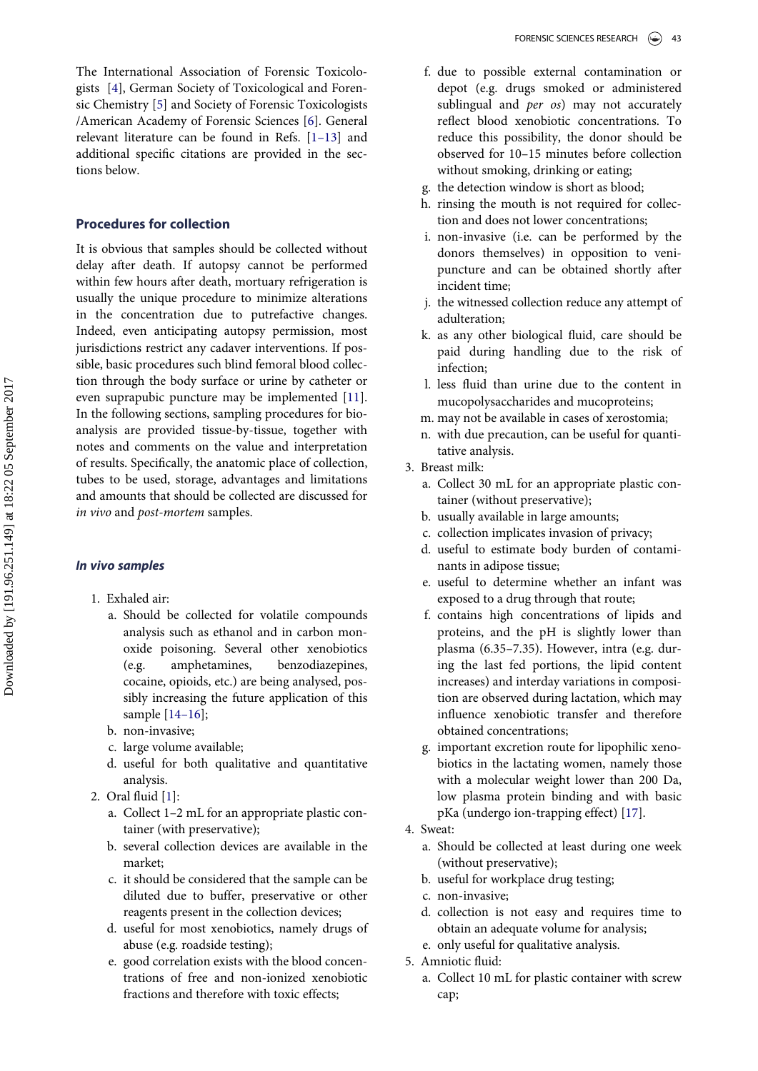The International Association of Forensic Toxicologists [4], German Society of Toxicological and Forensic Chemistry [5] and Society of Forensic Toxicologists /American Academy of Forensic Sciences [6]. General relevant literature can be found in Refs. [1–13] and additional specific citations are provided in the sections below.

## Procedures for collection

It is obvious that samples should be collected without delay after death. If autopsy cannot be performed within few hours after death, mortuary refrigeration is usually the unique procedure to minimize alterations in the concentration due to putrefactive changes. Indeed, even anticipating autopsy permission, most jurisdictions restrict any cadaver interventions. If possible, basic procedures such blind femoral blood collection through the body surface or urine by catheter or even suprapubic puncture may be implemented [11]. In the following sections, sampling procedures for bioanalysis are provided tissue-by-tissue, together with notes and comments on the value and interpretation of results. Specifically, the anatomic place of collection, tubes to be used, storage, advantages and limitations and amounts that should be collected are discussed for *in vivo* and *post-mortem* samples.

### *In vivo samples*

1. Exhaled air:
   a. Should be collected for volatile compounds analysis such as ethanol and in carbon monoxide poisoning. Several other xenobiotics (e.g. amphetamines, benzodiazepines, cocaine, opioids, etc.) are being analysed, possibly increasing the future application of this sample [14–16];
   b. non-invasive;
   c. large volume available;
   d. useful for both qualitative and quantitative analysis.
2. Oral fluid [1]:
   a. Collect 1–2 mL for an appropriate plastic container (with preservative);
   b. several collection devices are available in the market;
   c. it should be considered that the sample can be diluted due to buffer, preservative or other reagents present in the collection devices;
   d. useful for most xenobiotics, namely drugs of abuse (e.g. roadside testing);
   e. good correlation exists with the blood concentrations of free and non-ionized xenobiotic fractions and therefore with toxic effects;
   f. due to possible external contamination or depot (e.g. drugs smoked or administered sublingual and *per os*) may not accurately reflect blood xenobiotic concentrations. To reduce this possibility, the donor should be observed for 10–15 minutes before collection without smoking, drinking or eating;
   g. the detection window is short as blood;
   h. rinsing the mouth is not required for collection and does not lower concentrations;
   i. non-invasive (i.e. can be performed by the donors themselves) in opposition to venipuncture and can be obtained shortly after incident time;
   j. the witnessed collection reduce any attempt of adulteration;
   k. as any other biological fluid, care should be paid during handling due to the risk of infection;
   l. less fluid than urine due to the content in mucopolysaccharides and mucoproteins;
   m. may not be available in cases of xerostomia;
   n. with due precaution, can be useful for quantitative analysis.
3. Breast milk:
   a. Collect 30 mL for an appropriate plastic container (without preservative);
   b. usually available in large amounts;
   c. collection implicates invasion of privacy;
   d. useful to estimate body burden of contaminants in adipose tissue;
   e. useful to determine whether an infant was exposed to a drug through that route;
   f. contains high concentrations of lipids and proteins, and the pH is slightly lower than plasma (6.35–7.35). However, intra (e.g. during the last fed portions, the lipid content increases) and interday variations in composition are observed during lactation, which may influence xenobiotic transfer and therefore obtained concentrations;
   g. important excretion route for lipophilic xenobiotics in the lactating women, namely those with a molecular weight lower than 200 Da, low plasma protein binding and with basic pKa (undergo ion-trapping effect) [17].
4. Sweat:
   a. Should be collected at least during one week (without preservative);
   b. useful for workplace drug testing;
   c. non-invasive;
   d. collection is not easy and requires time to obtain an adequate volume for analysis;
   e. only useful for qualitative analysis.
5. Amniotic fluid:
   a. Collect 10 mL for plastic container with screw cap;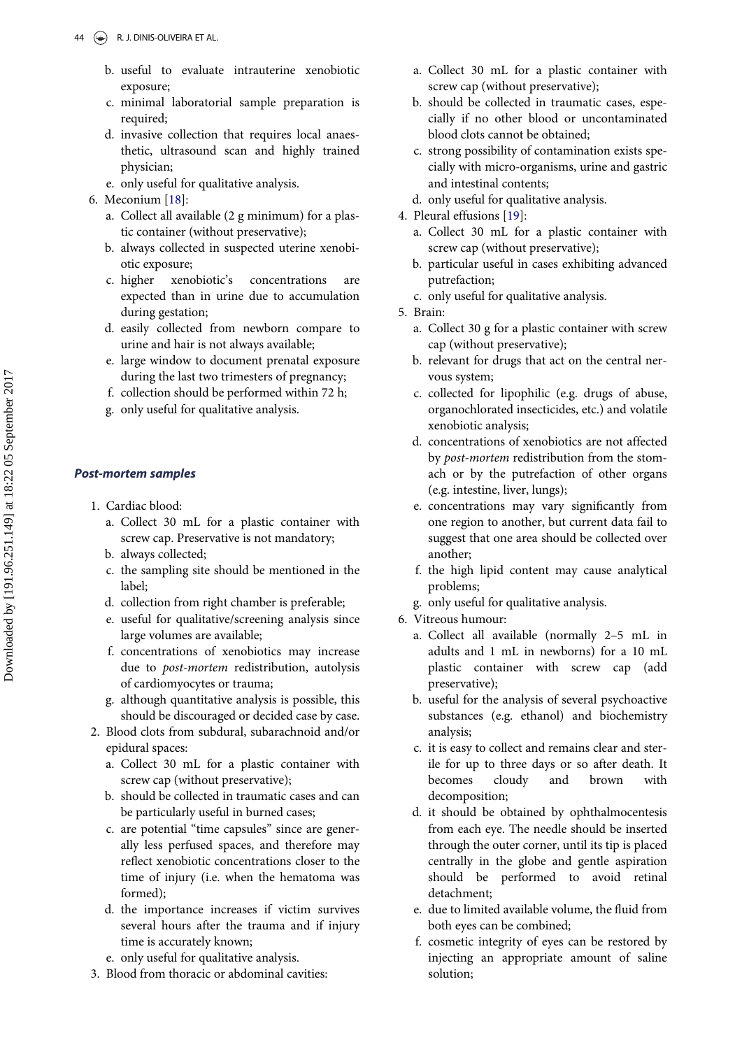b. useful to evaluate intrauterine xenobiotic exposure;
c. minimal laboratorial sample preparation is required;
d. invasive collection that requires local anaesthetic, ultrasound scan and highly trained physician;
e. only useful for qualitative analysis.

6. Meconium [18]:
   a. Collect all available (2 g minimum) for a plastic container (without preservative);
   b. always collected in suspected uterine xenobiotic exposure;
   c. higher xenobiotic's concentrations are expected than in urine due to accumulation during gestation;
   d. easily collected from newborn compare to urine and hair is not always available;
   e. large window to document prenatal exposure during the last two trimesters of pregnancy;
   f. collection should be performed within 72 h;
   g. only useful for qualitative analysis.

### *Post-mortem samples*

1. Cardiac blood:
   a. Collect 30 mL for a plastic container with screw cap. Preservative is not mandatory;
   b. always collected;
   c. the sampling site should be mentioned in the label;
   d. collection from right chamber is preferable;
   e. useful for qualitative/screening analysis since large volumes are available;
   f. concentrations of xenobiotics may increase due to *post-mortem* redistribution, autolysis of cardiomyocytes or trauma;
   g. although quantitative analysis is possible, this should be discouraged or decided case by case.
2. Blood clots from subdural, subarachnoid and/or epidural spaces:
   a. Collect 30 mL for a plastic container with screw cap (without preservative);
   b. should be collected in traumatic cases and can be particularly useful in burned cases;
   c. are potential "time capsules" since are generally less perfused spaces, and therefore may reflect xenobiotic concentrations closer to the time of injury (i.e. when the hematoma was formed);
   d. the importance increases if victim survives several hours after the trauma and if injury time is accurately known;
   e. only useful for qualitative analysis.
3. Blood from thoracic or abdominal cavities:
   a. Collect 30 mL for a plastic container with screw cap (without preservative);
   b. should be collected in traumatic cases, especially if no other blood or uncontaminated blood clots cannot be obtained;
   c. strong possibility of contamination exists specially with micro-organisms, urine and gastric and intestinal contents;
   d. only useful for qualitative analysis.
4. Pleural effusions [19]:
   a. Collect 30 mL for a plastic container with screw cap (without preservative);
   b. particular useful in cases exhibiting advanced putrefaction;
   c. only useful for qualitative analysis.
5. Brain:
   a. Collect 30 g for a plastic container with screw cap (without preservative);
   b. relevant for drugs that act on the central nervous system;
   c. collected for lipophilic (e.g. drugs of abuse, organochlorated insecticides, etc.) and volatile xenobiotic analysis;
   d. concentrations of xenobiotics are not affected by *post-mortem* redistribution from the stomach or by the putrefaction of other organs (e.g. intestine, liver, lungs);
   e. concentrations may vary significantly from one region to another, but current data fail to suggest that one area should be collected over another;
   f. the high lipid content may cause analytical problems;
   g. only useful for qualitative analysis.
6. Vitreous humour:
   a. Collect all available (normally 2–5 mL in adults and 1 mL in newborns) for a 10 mL plastic container with screw cap (add preservative);
   b. useful for the analysis of several psychoactive substances (e.g. ethanol) and biochemistry analysis;
   c. it is easy to collect and remains clear and sterile for up to three days or so after death. It becomes cloudy and brown with decomposition;
   d. it should be obtained by ophthalmocentesis from each eye. The needle should be inserted through the outer corner, until its tip is placed centrally in the globe and gentle aspiration should be performed to avoid retinal detachment;
   e. due to limited available volume, the fluid from both eyes can be combined;
   f. cosmetic integrity of eyes can be restored by injecting an appropriate amount of saline solution;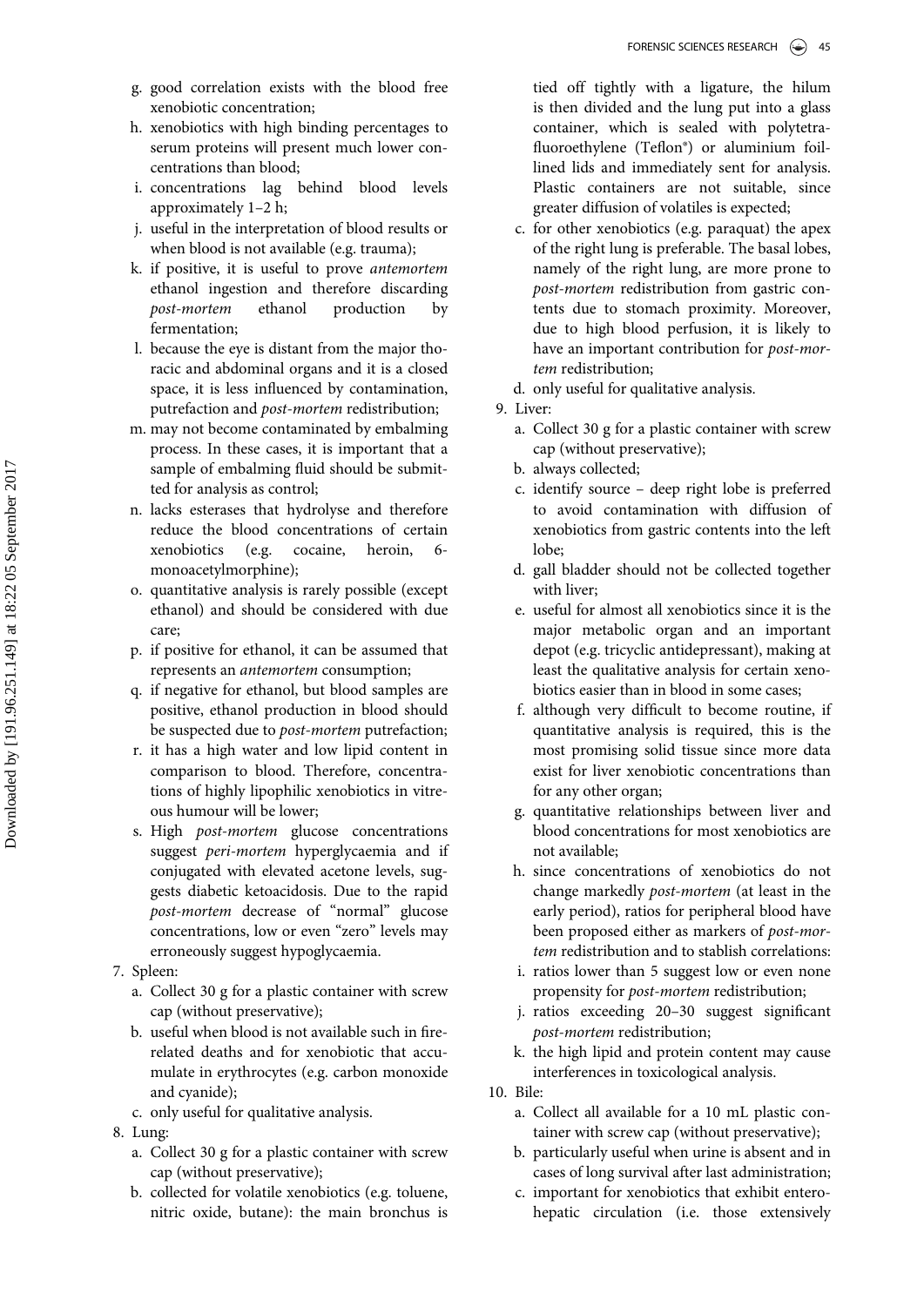g. good correlation exists with the blood free xenobiotic concentration;
h. xenobiotics with high binding percentages to serum proteins will present much lower concentrations than blood;
i. concentrations lag behind blood levels approximately 1–2 h;
j. useful in the interpretation of blood results or when blood is not available (e.g. trauma);
k. if positive, it is useful to prove *antemortem* ethanol ingestion and therefore discarding *post-mortem* ethanol production by fermentation;
l. because the eye is distant from the major thoracic and abdominal organs and it is a closed space, it is less influenced by contamination, putrefaction and *post-mortem* redistribution;
m. may not become contaminated by embalming process. In these cases, it is important that a sample of embalming fluid should be submitted for analysis as control;
n. lacks esterases that hydrolyse and therefore reduce the blood concentrations of certain xenobiotics (e.g. cocaine, heroin, 6-monoacetylmorphine);
o. quantitative analysis is rarely possible (except ethanol) and should be considered with due care;
p. if positive for ethanol, it can be assumed that represents an *antemortem* consumption;
q. if negative for ethanol, but blood samples are positive, ethanol production in blood should be suspected due to *post-mortem* putrefaction;
r. it has a high water and low lipid content in comparison to blood. Therefore, concentrations of highly lipophilic xenobiotics in vitreous humour will be lower;
s. High *post-mortem* glucose concentrations suggest *peri-mortem* hyperglycaemia and if conjugated with elevated acetone levels, suggests diabetic ketoacidosis. Due to the rapid *post-mortem* decrease of "normal" glucose concentrations, low or even "zero" levels may erroneously suggest hypoglycaemia.

7. Spleen:
   a. Collect 30 g for a plastic container with screw cap (without preservative);
   b. useful when blood is not available such in fire-related deaths and for xenobiotic that accumulate in erythrocytes (e.g. carbon monoxide and cyanide);
   c. only useful for qualitative analysis.
8. Lung:
   a. Collect 30 g for a plastic container with screw cap (without preservative);
   b. collected for volatile xenobiotics (e.g. toluene, nitric oxide, butane): the main bronchus is tied off tightly with a ligature, the hilum is then divided and the lung put into a glass container, which is sealed with polytetrafluoroethylene (Teflon®) or aluminium foil-lined lids and immediately sent for analysis. Plastic containers are not suitable, since greater diffusion of volatiles is expected;
   c. for other xenobiotics (e.g. paraquat) the apex of the right lung is preferable. The basal lobes, namely of the right lung, are more prone to *post-mortem* redistribution from gastric contents due to stomach proximity. Moreover, due to high blood perfusion, it is likely to have an important contribution for *post-mortem* redistribution;
   d. only useful for qualitative analysis.
9. Liver:
   a. Collect 30 g for a plastic container with screw cap (without preservative);
   b. always collected;
   c. identify source – deep right lobe is preferred to avoid contamination with diffusion of xenobiotics from gastric contents into the left lobe;
   d. gall bladder should not be collected together with liver;
   e. useful for almost all xenobiotics since it is the major metabolic organ and an important depot (e.g. tricyclic antidepressant), making at least the qualitative analysis for certain xenobiotics easier than in blood in some cases;
   f. although very difficult to become routine, if quantitative analysis is required, this is the most promising solid tissue since more data exist for liver xenobiotic concentrations than for any other organ;
   g. quantitative relationships between liver and blood concentrations for most xenobiotics are not available;
   h. since concentrations of xenobiotics do not change markedly *post-mortem* (at least in the early period), ratios for peripheral blood have been proposed either as markers of *post-mortem* redistribution and to stablish correlations:
   i. ratios lower than 5 suggest low or even none propensity for *post-mortem* redistribution;
   j. ratios exceeding 20–30 suggest significant *post-mortem* redistribution;
   k. the high lipid and protein content may cause interferences in toxicological analysis.
10. Bile:
    a. Collect all available for a 10 mL plastic container with screw cap (without preservative);
    b. particularly useful when urine is absent and in cases of long survival after last administration;
    c. important for xenobiotics that exhibit enterohepatic circulation (i.e. those extensively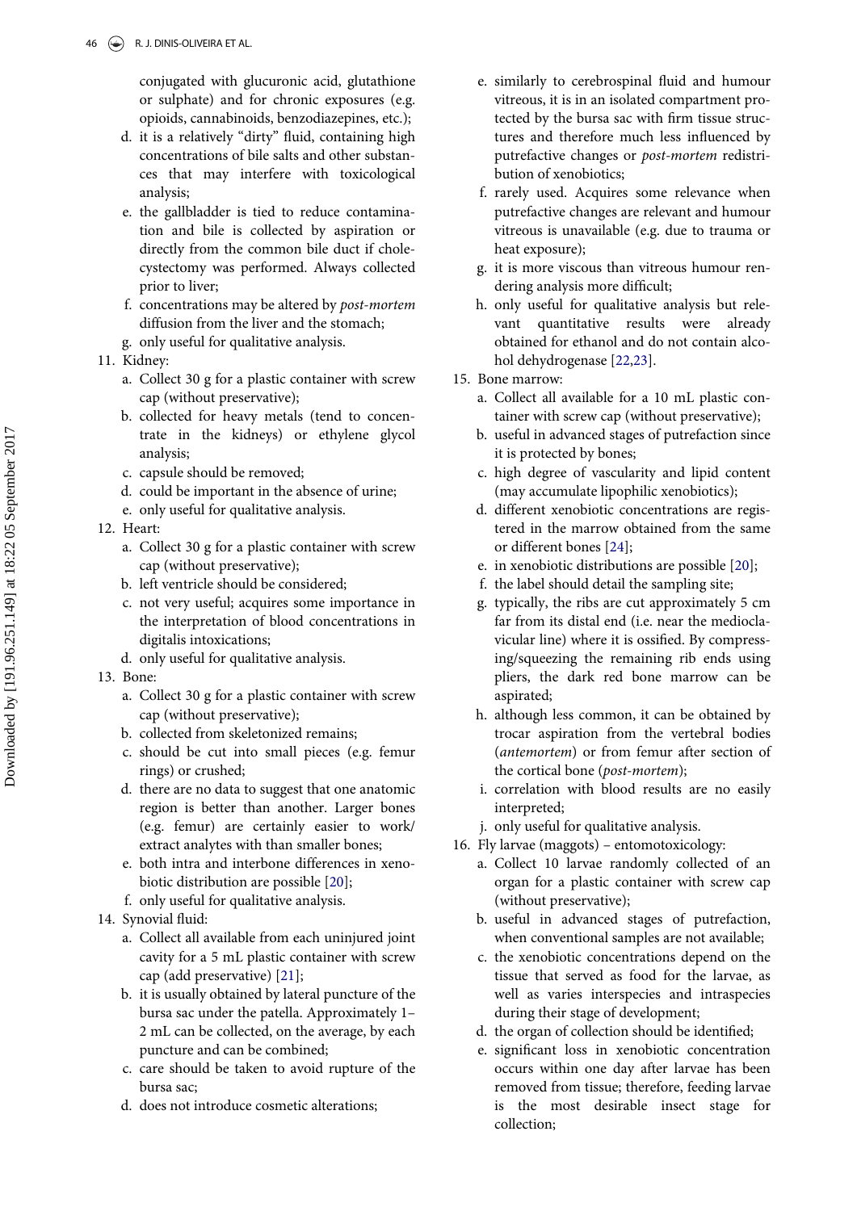conjugated with glucuronic acid, glutathione or sulphate) and for chronic exposures (e.g. opioids, cannabinoids, benzodiazepines, etc.);

d. it is a relatively "dirty" fluid, containing high concentrations of bile salts and other substances that may interfere with toxicological analysis;

e. the gallbladder is tied to reduce contamination and bile is collected by aspiration or directly from the common bile duct if cholecystectomy was performed. Always collected prior to liver;

f. concentrations may be altered by *post-mortem* diffusion from the liver and the stomach;

g. only useful for qualitative analysis.

11. Kidney:
    a. Collect 30 g for a plastic container with screw cap (without preservative);
    b. collected for heavy metals (tend to concentrate in the kidneys) or ethylene glycol analysis;
    c. capsule should be removed;
    d. could be important in the absence of urine;
    e. only useful for qualitative analysis.
12. Heart:
    a. Collect 30 g for a plastic container with screw cap (without preservative);
    b. left ventricle should be considered;
    c. not very useful; acquires some importance in the interpretation of blood concentrations in digitalis intoxications;
    d. only useful for qualitative analysis.
13. Bone:
    a. Collect 30 g for a plastic container with screw cap (without preservative);
    b. collected from skeletonized remains;
    c. should be cut into small pieces (e.g. femur rings) or crushed;
    d. there are no data to suggest that one anatomic region is better than another. Larger bones (e.g. femur) are certainly easier to work/extract analytes with than smaller bones;
    e. both intra and interbone differences in xenobiotic distribution are possible [20];
    f. only useful for qualitative analysis.
14. Synovial fluid:
    a. Collect all available from each uninjured joint cavity for a 5 mL plastic container with screw cap (add preservative) [21];
    b. it is usually obtained by lateral puncture of the bursa sac under the patella. Approximately 1–2 mL can be collected, on the average, by each puncture and can be combined;
    c. care should be taken to avoid rupture of the bursa sac;
    d. does not introduce cosmetic alterations;
    e. similarly to cerebrospinal fluid and humour vitreous, it is in an isolated compartment protected by the bursa sac with firm tissue structures and therefore much less influenced by putrefactive changes or *post-mortem* redistribution of xenobiotics;
    f. rarely used. Acquires some relevance when putrefactive changes are relevant and humour vitreous is unavailable (e.g. due to trauma or heat exposure);
    g. it is more viscous than vitreous humour rendering analysis more difficult;
    h. only useful for qualitative analysis but relevant quantitative results were already obtained for ethanol and do not contain alcohol dehydrogenase [22,23].
15. Bone marrow:
    a. Collect all available for a 10 mL plastic container with screw cap (without preservative);
    b. useful in advanced stages of putrefaction since it is protected by bones;
    c. high degree of vascularity and lipid content (may accumulate lipophilic xenobiotics);
    d. different xenobiotic concentrations are registered in the marrow obtained from the same or different bones [24];
    e. in xenobiotic distributions are possible [20];
    f. the label should detail the sampling site;
    g. typically, the ribs are cut approximately 5 cm far from its distal end (i.e. near the medioclavicular line) where it is ossified. By compressing/squeezing the remaining rib ends using pliers, the dark red bone marrow can be aspirated;
    h. although less common, it can be obtained by trocar aspiration from the vertebral bodies (*antemortem*) or from femur after section of the cortical bone (*post-mortem*);
    i. correlation with blood results are no easily interpreted;
    j. only useful for qualitative analysis.
16. Fly larvae (maggots) – entomotoxicology:
    a. Collect 10 larvae randomly collected of an organ for a plastic container with screw cap (without preservative);
    b. useful in advanced stages of putrefaction, when conventional samples are not available;
    c. the xenobiotic concentrations depend on the tissue that served as food for the larvae, as well as varies interspecies and intraspecies during their stage of development;
    d. the organ of collection should be identified;
    e. significant loss in xenobiotic concentration occurs within one day after larvae has been removed from tissue; therefore, feeding larvae is the most desirable insect stage for collection;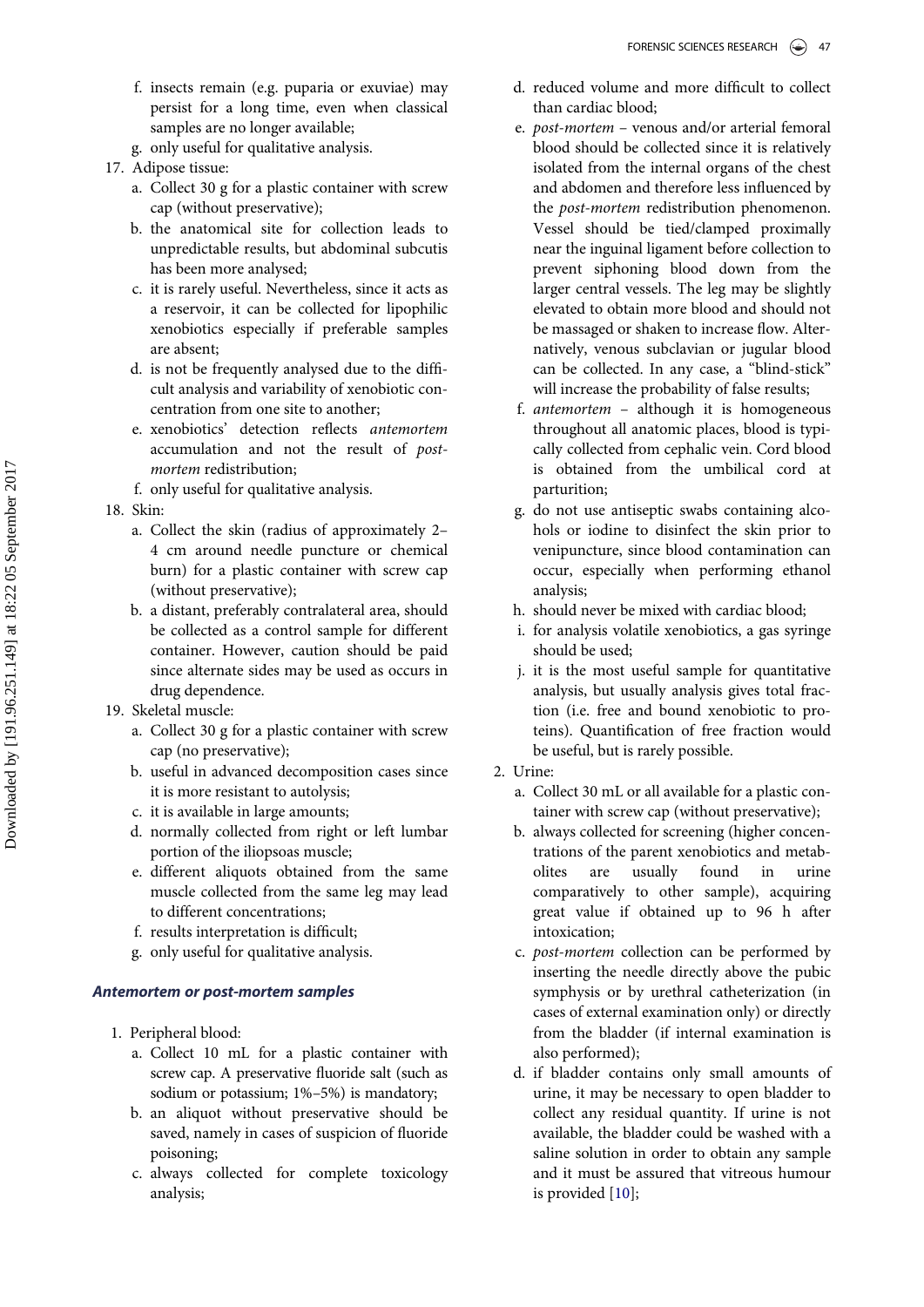f. insects remain (e.g. puparia or exuviae) may persist for a long time, even when classical samples are no longer available;
g. only useful for qualitative analysis.

17. Adipose tissue:
    a. Collect 30 g for a plastic container with screw cap (without preservative);
    b. the anatomical site for collection leads to unpredictable results, but abdominal subcutis has been more analysed;
    c. it is rarely useful. Nevertheless, since it acts as a reservoir, it can be collected for lipophilic xenobiotics especially if preferable samples are absent;
    d. is not be frequently analysed due to the difficult analysis and variability of xenobiotic concentration from one site to another;
    e. xenobiotics' detection reflects *antemortem* accumulation and not the result of *post-mortem* redistribution;
    f. only useful for qualitative analysis.

18. Skin:
    a. Collect the skin (radius of approximately 2–4 cm around needle puncture or chemical burn) for a plastic container with screw cap (without preservative);
    b. a distant, preferably contralateral area, should be collected as a control sample for different container. However, caution should be paid since alternate sides may be used as occurs in drug dependence.

19. Skeletal muscle:
    a. Collect 30 g for a plastic container with screw cap (no preservative);
    b. useful in advanced decomposition cases since it is more resistant to autolysis;
    c. it is available in large amounts;
    d. normally collected from right or left lumbar portion of the iliopsoas muscle;
    e. different aliquots obtained from the same muscle collected from the same leg may lead to different concentrations;
    f. results interpretation is difficult;
    g. only useful for qualitative analysis.

### *Antemortem or post-mortem samples*

1. Peripheral blood:
    a. Collect 10 mL for a plastic container with screw cap. A preservative fluoride salt (such as sodium or potassium; 1%–5%) is mandatory;
    b. an aliquot without preservative should be saved, namely in cases of suspicion of fluoride poisoning;
    c. always collected for complete toxicology analysis;
    d. reduced volume and more difficult to collect than cardiac blood;
    e. *post-mortem* – venous and/or arterial femoral blood should be collected since it is relatively isolated from the internal organs of the chest and abdomen and therefore less influenced by the *post-mortem* redistribution phenomenon. Vessel should be tied/clamped proximally near the inguinal ligament before collection to prevent siphoning blood down from the larger central vessels. The leg may be slightly elevated to obtain more blood and should not be massaged or shaken to increase flow. Alternatively, venous subclavian or jugular blood can be collected. In any case, a "blind-stick" will increase the probability of false results;
    f. *antemortem* – although it is homogeneous throughout all anatomic places, blood is typically collected from cephalic vein. Cord blood is obtained from the umbilical cord at parturition;
    g. do not use antiseptic swabs containing alcohols or iodine to disinfect the skin prior to venipuncture, since blood contamination can occur, especially when performing ethanol analysis;
    h. should never be mixed with cardiac blood;
    i. for analysis volatile xenobiotics, a gas syringe should be used;
    j. it is the most useful sample for quantitative analysis, but usually analysis gives total fraction (i.e. free and bound xenobiotic to proteins). Quantification of free fraction would be useful, but is rarely possible.

2. Urine:
    a. Collect 30 mL or all available for a plastic container with screw cap (without preservative);
    b. always collected for screening (higher concentrations of the parent xenobiotics and metabolites are usually found in urine comparatively to other sample), acquiring great value if obtained up to 96 h after intoxication;
    c. *post-mortem* collection can be performed by inserting the needle directly above the pubic symphysis or by urethral catheterization (in cases of external examination only) or directly from the bladder (if internal examination is also performed);
    d. if bladder contains only small amounts of urine, it may be necessary to open bladder to collect any residual quantity. If urine is not available, the bladder could be washed with a saline solution in order to obtain any sample and it must be assured that vitreous humour is provided [10];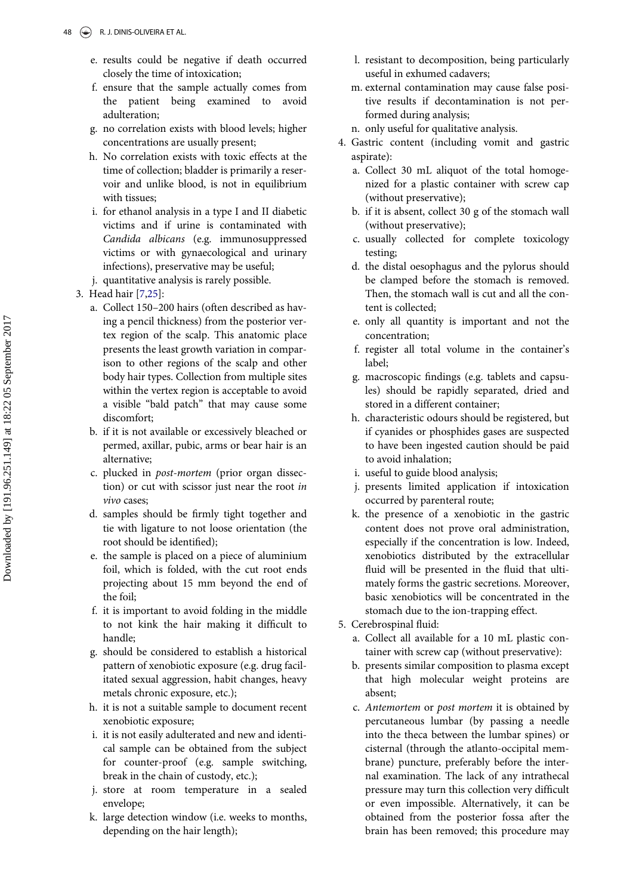e. results could be negative if death occurred closely the time of intoxication;
   f. ensure that the sample actually comes from the patient being examined to avoid adulteration;
   g. no correlation exists with blood levels; higher concentrations are usually present;
   h. No correlation exists with toxic effects at the time of collection; bladder is primarily a reservoir and unlike blood, is not in equilibrium with tissues;
   i. for ethanol analysis in a type I and II diabetic victims and if urine is contaminated with *Candida albicans* (e.g. immunosuppressed victims or with gynaecological and urinary infections), preservative may be useful;
   j. quantitative analysis is rarely possible.
3. Head hair [7,25]:
   a. Collect 150–200 hairs (often described as having a pencil thickness) from the posterior vertex region of the scalp. This anatomic place presents the least growth variation in comparison to other regions of the scalp and other body hair types. Collection from multiple sites within the vertex region is acceptable to avoid a visible "bald patch" that may cause some discomfort;
   b. if it is not available or excessively bleached or permed, axillar, pubic, arms or bear hair is an alternative;
   c. plucked in *post-mortem* (prior organ dissection) or cut with scissor just near the root *in vivo* cases;
   d. samples should be firmly tight together and tie with ligature to not loose orientation (the root should be identified);
   e. the sample is placed on a piece of aluminium foil, which is folded, with the cut root ends projecting about 15 mm beyond the end of the foil;
   f. it is important to avoid folding in the middle to not kink the hair making it difficult to handle;
   g. should be considered to establish a historical pattern of xenobiotic exposure (e.g. drug facilitated sexual aggression, habit changes, heavy metals chronic exposure, etc.);
   h. it is not a suitable sample to document recent xenobiotic exposure;
   i. it is not easily adulterated and new and identical sample can be obtained from the subject for counter-proof (e.g. sample switching, break in the chain of custody, etc.);
   j. store at room temperature in a sealed envelope;
   k. large detection window (i.e. weeks to months, depending on the hair length);
   l. resistant to decomposition, being particularly useful in exhumed cadavers;
   m. external contamination may cause false positive results if decontamination is not performed during analysis;
   n. only useful for qualitative analysis.
4. Gastric content (including vomit and gastric aspirate):
   a. Collect 30 mL aliquot of the total homogenized for a plastic container with screw cap (without preservative);
   b. if it is absent, collect 30 g of the stomach wall (without preservative);
   c. usually collected for complete toxicology testing;
   d. the distal oesophagus and the pylorus should be clamped before the stomach is removed. Then, the stomach wall is cut and all the content is collected;
   e. only all quantity is important and not the concentration;
   f. register all total volume in the container's label;
   g. macroscopic findings (e.g. tablets and capsules) should be rapidly separated, dried and stored in a different container;
   h. characteristic odours should be registered, but if cyanides or phosphides gases are suspected to have been ingested caution should be paid to avoid inhalation;
   i. useful to guide blood analysis;
   j. presents limited application if intoxication occurred by parenteral route;
   k. the presence of a xenobiotic in the gastric content does not prove oral administration, especially if the concentration is low. Indeed, xenobiotics distributed by the extracellular fluid will be presented in the fluid that ultimately forms the gastric secretions. Moreover, basic xenobiotics will be concentrated in the stomach due to the ion-trapping effect.
5. Cerebrospinal fluid:
   a. Collect all available for a 10 mL plastic container with screw cap (without preservative):
   b. presents similar composition to plasma except that high molecular weight proteins are absent;
   c. *Antemortem* or *post mortem* it is obtained by percutaneous lumbar (by passing a needle into the theca between the lumbar spines) or cisternal (through the atlanto-occipital membrane) puncture, preferably before the internal examination. The lack of any intrathecal pressure may turn this collection very difficult or even impossible. Alternatively, it can be obtained from the posterior fossa after the brain has been removed; this procedure may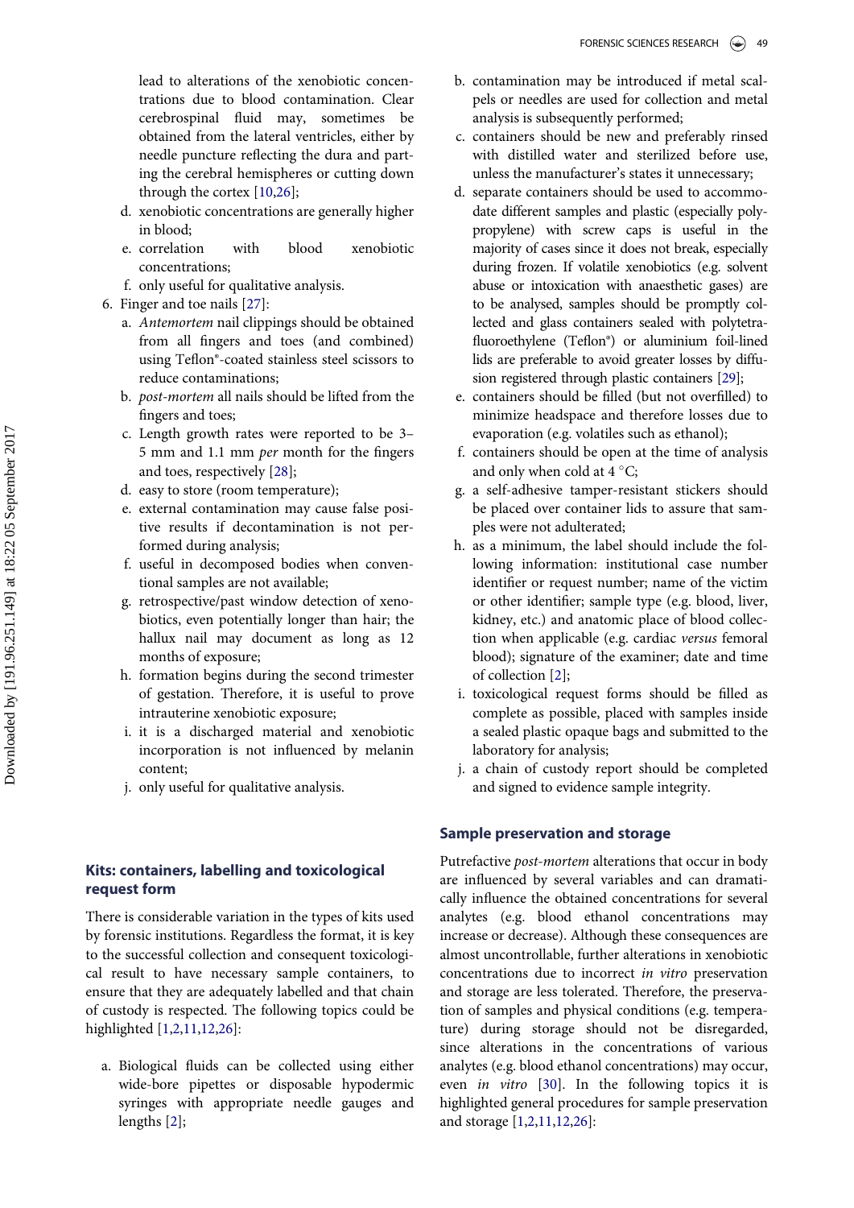lead to alterations of the xenobiotic concentrations due to blood contamination. Clear cerebrospinal fluid may, sometimes be obtained from the lateral ventricles, either by needle puncture reflecting the dura and parting the cerebral hemispheres or cutting down through the cortex [10,26];

   d. xenobiotic concentrations are generally higher in blood;
   e. correlation with blood xenobiotic concentrations;
   f. only useful for qualitative analysis.

6. Finger and toe nails [27]:
   a. *Antemortem* nail clippings should be obtained from all fingers and toes (and combined) using Teflon®-coated stainless steel scissors to reduce contaminations;
   b. *post-mortem* all nails should be lifted from the fingers and toes;
   c. Length growth rates were reported to be 3–5 mm and 1.1 mm *per* month for the fingers and toes, respectively [28];
   d. easy to store (room temperature);
   e. external contamination may cause false positive results if decontamination is not performed during analysis;
   f. useful in decomposed bodies when conventional samples are not available;
   g. retrospective/past window detection of xenobiotics, even potentially longer than hair; the hallux nail may document as long as 12 months of exposure;
   h. formation begins during the second trimester of gestation. Therefore, it is useful to prove intrauterine xenobiotic exposure;
   i. it is a discharged material and xenobiotic incorporation is not influenced by melanin content;
   j. only useful for qualitative analysis.

## Kits: containers, labelling and toxicological request form

There is considerable variation in the types of kits used by forensic institutions. Regardless the format, it is key to the successful collection and consequent toxicological result to have necessary sample containers, to ensure that they are adequately labelled and that chain of custody is respected. The following topics could be highlighted [1,2,11,12,26]:

a. Biological fluids can be collected using either wide-bore pipettes or disposable hypodermic syringes with appropriate needle gauges and lengths [2];
b. contamination may be introduced if metal scalpels or needles are used for collection and metal analysis is subsequently performed;
c. containers should be new and preferably rinsed with distilled water and sterilized before use, unless the manufacturer's states it unnecessary;
d. separate containers should be used to accommodate different samples and plastic (especially polypropylene) with screw caps is useful in the majority of cases since it does not break, especially during frozen. If volatile xenobiotics (e.g. solvent abuse or intoxication with anaesthetic gases) are to be analysed, samples should be promptly collected and glass containers sealed with polytetrafluoroethylene (Teflon®) or aluminium foil-lined lids are preferable to avoid greater losses by diffusion registered through plastic containers [29];
e. containers should be filled (but not overfilled) to minimize headspace and therefore losses due to evaporation (e.g. volatiles such as ethanol);
f. containers should be open at the time of analysis and only when cold at 4 °C;
g. a self-adhesive tamper-resistant stickers should be placed over container lids to assure that samples were not adulterated;
h. as a minimum, the label should include the following information: institutional case number identifier or request number; name of the victim or other identifier; sample type (e.g. blood, liver, kidney, etc.) and anatomic place of blood collection when applicable (e.g. cardiac *versus* femoral blood); signature of the examiner; date and time of collection [2];
i. toxicological request forms should be filled as complete as possible, placed with samples inside a sealed plastic opaque bags and submitted to the laboratory for analysis;
j. a chain of custody report should be completed and signed to evidence sample integrity.

## Sample preservation and storage

Putrefactive *post-mortem* alterations that occur in body are influenced by several variables and can dramatically influence the obtained concentrations for several analytes (e.g. blood ethanol concentrations may increase or decrease). Although these consequences are almost uncontrollable, further alterations in xenobiotic concentrations due to incorrect *in vitro* preservation and storage are less tolerated. Therefore, the preservation of samples and physical conditions (e.g. temperature) during storage should not be disregarded, since alterations in the concentrations of various analytes (e.g. blood ethanol concentrations) may occur, even *in vitro* [30]. In the following topics it is highlighted general procedures for sample preservation and storage [1,2,11,12,26]: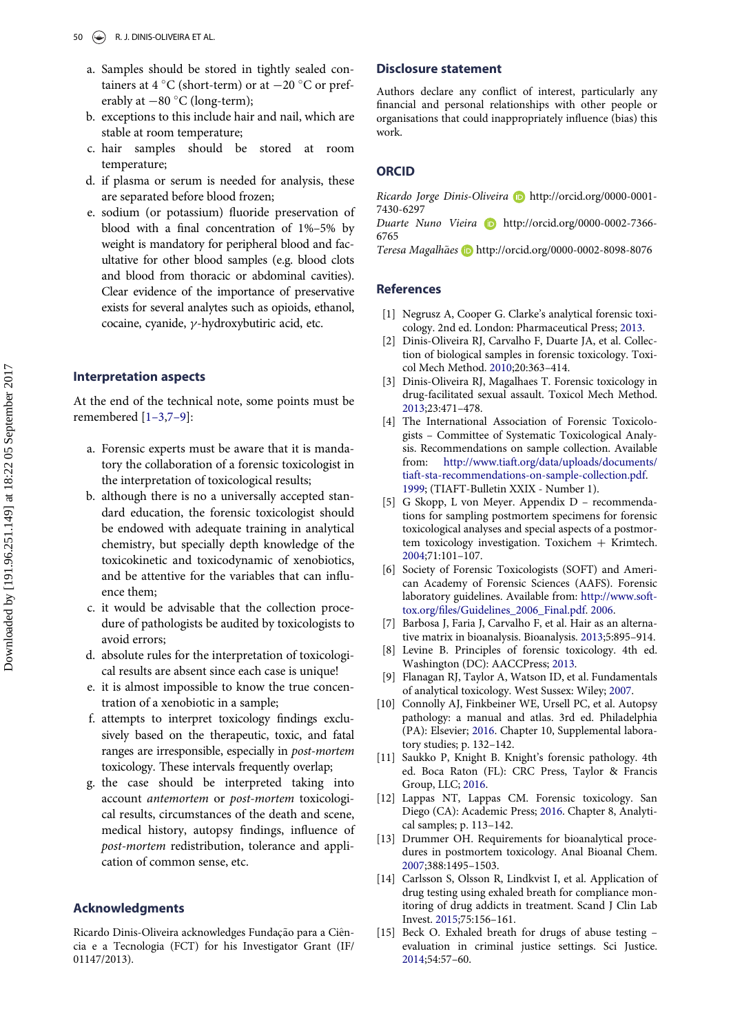a. Samples should be stored in tightly sealed containers at 4 °C (short-term) or at −20 °C or preferably at −80 °C (long-term);
b. exceptions to this include hair and nail, which are stable at room temperature;
c. hair samples should be stored at room temperature;
d. if plasma or serum is needed for analysis, these are separated before blood frozen;
e. sodium (or potassium) fluoride preservation of blood with a final concentration of 1%–5% by weight is mandatory for peripheral blood and facultative for other blood samples (e.g. blood clots and blood from thoracic or abdominal cavities). Clear evidence of the importance of preservative exists for several analytes such as opioids, ethanol, cocaine, cyanide, $\gamma$-hydroxybutiric acid, etc.

## Interpretation aspects

At the end of the technical note, some points must be remembered [1–3,7–9]:

a. Forensic experts must be aware that it is mandatory the collaboration of a forensic toxicologist in the interpretation of toxicological results;
b. although there is no a universally accepted standard education, the forensic toxicologist should be endowed with adequate training in analytical chemistry, but specially depth knowledge of the toxicokinetic and toxicodynamic of xenobiotics, and be attentive for the variables that can influence them;
c. it would be advisable that the collection procedure of pathologists be audited by toxicologists to avoid errors;
d. absolute rules for the interpretation of toxicological results are absent since each case is unique!
e. it is almost impossible to know the true concentration of a xenobiotic in a sample;
f. attempts to interpret toxicology findings exclusively based on the therapeutic, toxic, and fatal ranges are irresponsible, especially in *post-mortem* toxicology. These intervals frequently overlap;
g. the case should be interpreted taking into account *antemortem* or *post-mortem* toxicological results, circumstances of the death and scene, medical history, autopsy findings, influence of *post-mortem* redistribution, tolerance and application of common sense, etc.

## Acknowledgments

Ricardo Dinis-Oliveira acknowledges Fundação para a Ciência e a Tecnologia (FCT) for his Investigator Grant (IF/01147/2013).

## Disclosure statement

Authors declare any conflict of interest, particularly any financial and personal relationships with other people or organisations that could inappropriately influence (bias) this work.

## ORCID

*Ricardo Jorge Dinis-Oliveira* http://orcid.org/0000-0001-7430-6297
*Duarte Nuno Vieira* http://orcid.org/0000-0002-7366-6765
*Teresa Magalhães* http://orcid.org/0000-0002-8098-8076

## References

[1] Negrusz A, Cooper G. Clarke's analytical forensic toxicology. 2nd ed. London: Pharmaceutical Press; 2013.
[2] Dinis-Oliveira RJ, Carvalho F, Duarte JA, et al. Collection of biological samples in forensic toxicology. Toxicol Mech Method. 2010;20:363–414.
[3] Dinis-Oliveira RJ, Magalhaes T. Forensic toxicology in drug-facilitated sexual assault. Toxicol Mech Method. 2013;23:471–478.
[4] The International Association of Forensic Toxicologists – Committee of Systematic Toxicological Analysis. Recommendations on sample collection. Available from: http://www.tiaft.org/data/uploads/documents/tiaft-sta-recommendations-on-sample-collection.pdf. 1999; (TIAFT-Bulletin XXIX - Number 1).
[5] G Skopp, L von Meyer. Appendix D – recommendations for sampling postmortem specimens for forensic toxicological analyses and special aspects of a postmortem toxicology investigation. Toxichem + Krimtech. 2004;71:101–107.
[6] Society of Forensic Toxicologists (SOFT) and American Academy of Forensic Sciences (AAFS). Forensic laboratory guidelines. Available from: http://www.soft-tox.org/files/Guidelines_2006_Final.pdf. 2006.
[7] Barbosa J, Faria J, Carvalho F, et al. Hair as an alternative matrix in bioanalysis. Bioanalysis. 2013;5:895–914.
[8] Levine B. Principles of forensic toxicology. 4th ed. Washington (DC): AACCPress; 2013.
[9] Flanagan RJ, Taylor A, Watson ID, et al. Fundamentals of analytical toxicology. West Sussex: Wiley; 2007.
[10] Connolly AJ, Finkbeiner WE, Ursell PC, et al. Autopsy pathology: a manual and atlas. 3rd ed. Philadelphia (PA): Elsevier; 2016. Chapter 10, Supplemental laboratory studies; p. 132–142.
[11] Saukko P, Knight B. Knight's forensic pathology. 4th ed. Boca Raton (FL): CRC Press, Taylor & Francis Group, LLC; 2016.
[12] Lappas NT, Lappas CM. Forensic toxicology. San Diego (CA): Academic Press; 2016. Chapter 8, Analytical samples; p. 113–142.
[13] Drummer OH. Requirements for bioanalytical procedures in postmortem toxicology. Anal Bioanal Chem. 2007;388:1495–1503.
[14] Carlsson S, Olsson R, Lindkvist I, et al. Application of drug testing using exhaled breath for compliance monitoring of drug addicts in treatment. Scand J Clin Lab Invest. 2015;75:156–161.
[15] Beck O. Exhaled breath for drugs of abuse testing – evaluation in criminal justice settings. Sci Justice. 2014;54:57–60.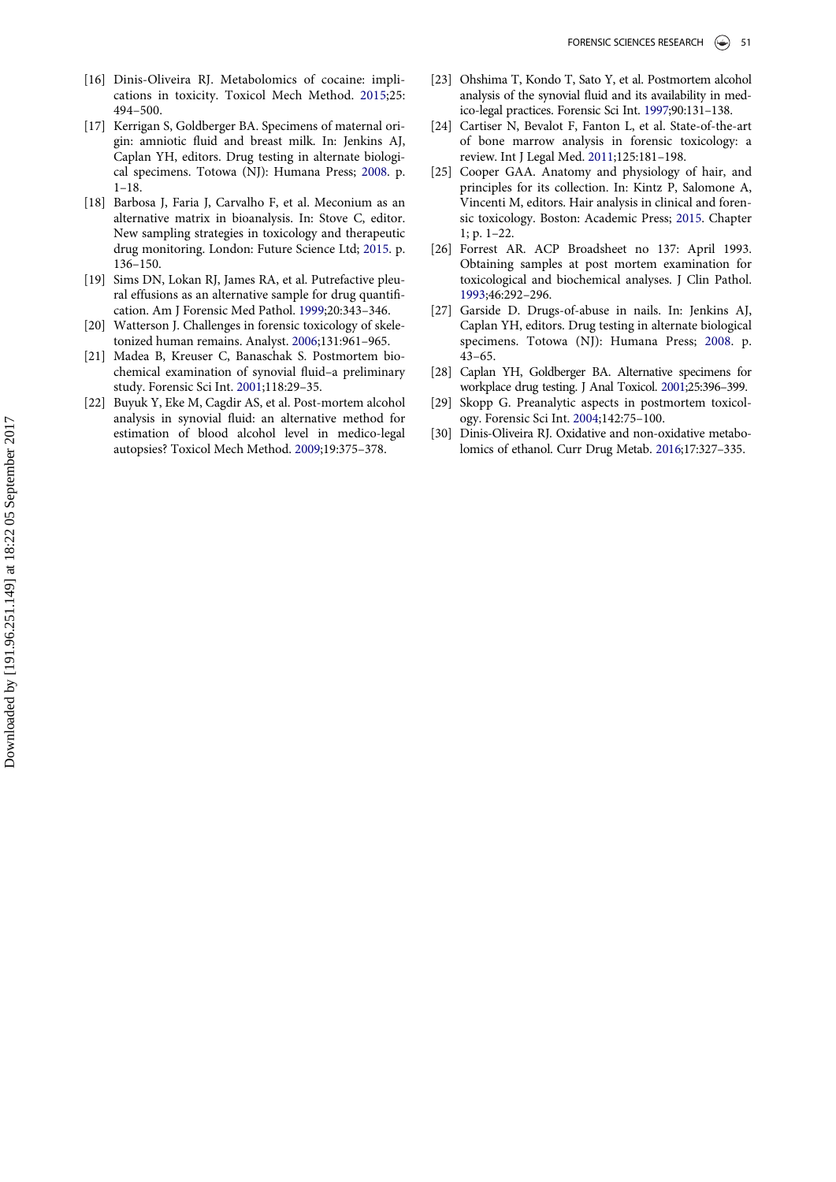[16] Dinis-Oliveira RJ. Metabolomics of cocaine: implications in toxicity. Toxicol Mech Method. 2015;25: 494–500.

[17] Kerrigan S, Goldberger BA. Specimens of maternal origin: amniotic fluid and breast milk. In: Jenkins AJ, Caplan YH, editors. Drug testing in alternate biological specimens. Totowa (NJ): Humana Press; 2008. p. 1–18.

[18] Barbosa J, Faria J, Carvalho F, et al. Meconium as an alternative matrix in bioanalysis. In: Stove C, editor. New sampling strategies in toxicology and therapeutic drug monitoring. London: Future Science Ltd; 2015. p. 136–150.

[19] Sims DN, Lokan RJ, James RA, et al. Putrefactive pleural effusions as an alternative sample for drug quantification. Am J Forensic Med Pathol. 1999;20:343–346.

[20] Watterson J. Challenges in forensic toxicology of skeletonized human remains. Analyst. 2006;131:961–965.

[21] Madea B, Kreuser C, Banaschak S. Postmortem biochemical examination of synovial fluid–a preliminary study. Forensic Sci Int. 2001;118:29–35.

[22] Buyuk Y, Eke M, Cagdir AS, et al. Post-mortem alcohol analysis in synovial fluid: an alternative method for estimation of blood alcohol level in medico-legal autopsies? Toxicol Mech Method. 2009;19:375–378.

[23] Ohshima T, Kondo T, Sato Y, et al. Postmortem alcohol analysis of the synovial fluid and its availability in medico-legal practices. Forensic Sci Int. 1997;90:131–138.

[24] Cartiser N, Bevalot F, Fanton L, et al. State-of-the-art of bone marrow analysis in forensic toxicology: a review. Int J Legal Med. 2011;125:181–198.

[25] Cooper GAA. Anatomy and physiology of hair, and principles for its collection. In: Kintz P, Salomone A, Vincenti M, editors. Hair analysis in clinical and forensic toxicology. Boston: Academic Press; 2015. Chapter 1; p. 1–22.

[26] Forrest AR. ACP Broadsheet no 137: April 1993. Obtaining samples at post mortem examination for toxicological and biochemical analyses. J Clin Pathol. 1993;46:292–296.

[27] Garside D. Drugs-of-abuse in nails. In: Jenkins AJ, Caplan YH, editors. Drug testing in alternate biological specimens. Totowa (NJ): Humana Press; 2008. p. 43–65.

[28] Caplan YH, Goldberger BA. Alternative specimens for workplace drug testing. J Anal Toxicol. 2001;25:396–399.

[29] Skopp G. Preanalytic aspects in postmortem toxicology. Forensic Sci Int. 2004;142:75–100.

[30] Dinis-Oliveira RJ. Oxidative and non-oxidative metabolomics of ethanol. Curr Drug Metab. 2016;17:327–335.